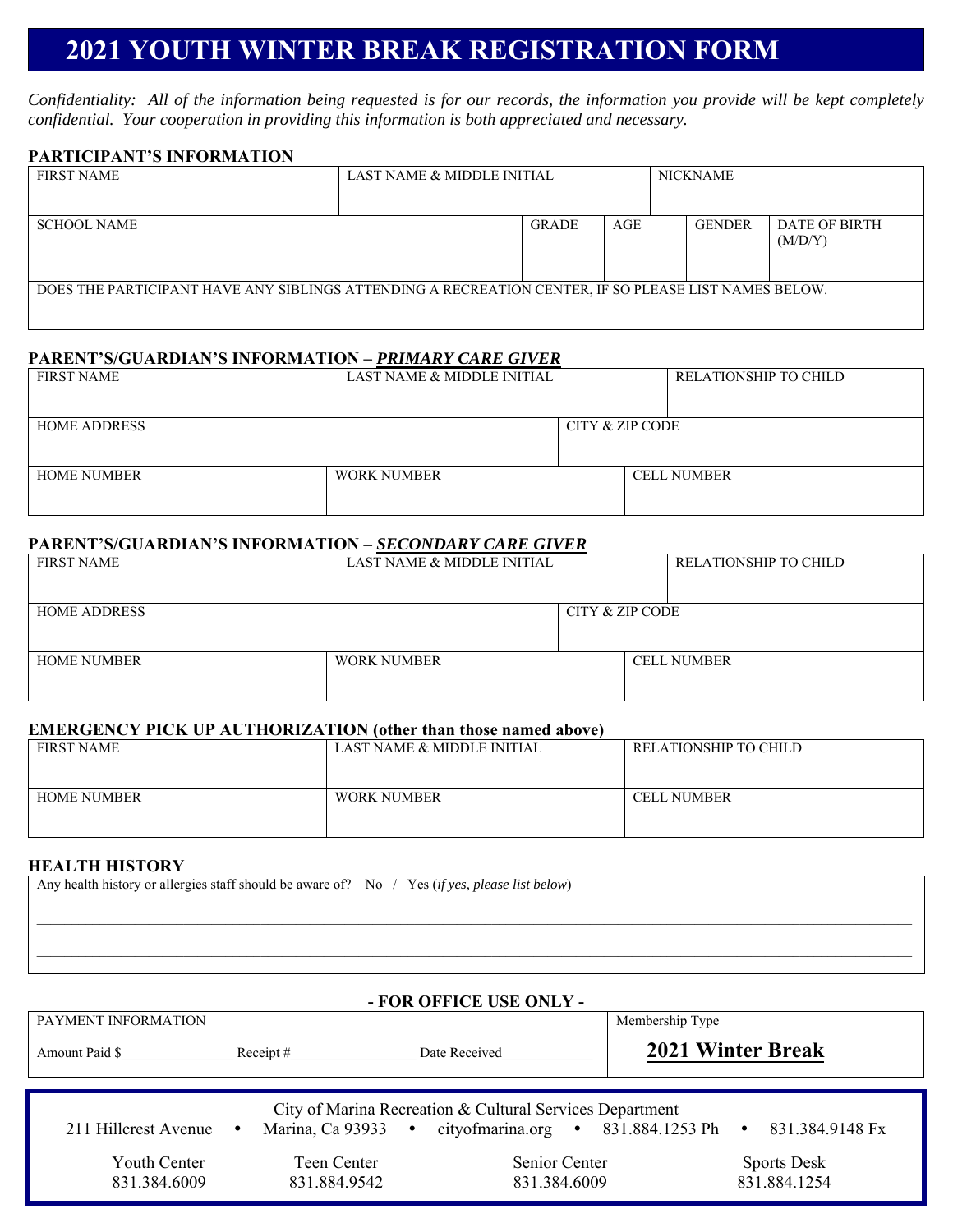# 2021 YOUTH WINTER BREAK REGISTRATION FORM

*Confidentiality: All of the information being requested is for our records, the information you provide will be kept completely confidential. Your cooperation in providing this information is both appreciated and necessary.*

## PARTICIPANT'S INFORMATION

| FIRST NAME | LAST NAME & MIDDLE INITIAL | NICKNAME |
|---|---|---|
| | | |

| SCHOOL NAME | GRADE | AGE | GENDER | DATE OF BIRTH (M/D/Y) |
|---|---|---|---|---|
| | | | | |

| DOES THE PARTICIPANT HAVE ANY SIBLINGS ATTENDING A RECREATION CENTER, IF SO PLEASE LIST NAMES BELOW. |
|---|
| |

## PARENT'S/GUARDIAN'S INFORMATION – *PRIMARY CARE GIVER*

| FIRST NAME | LAST NAME & MIDDLE INITIAL | RELATIONSHIP TO CHILD |
|---|---|---|
| | | |

| HOME ADDRESS | CITY & ZIP CODE |
|---|---|
| | |

| HOME NUMBER | WORK NUMBER | CELL NUMBER |
|---|---|---|
| | | |

## PARENT'S/GUARDIAN'S INFORMATION – *SECONDARY CARE GIVER*

| FIRST NAME | LAST NAME & MIDDLE INITIAL | RELATIONSHIP TO CHILD |
|---|---|---|
| | | |

| HOME ADDRESS | CITY & ZIP CODE |
|---|---|
| | |

| HOME NUMBER | WORK NUMBER | CELL NUMBER |
|---|---|---|
| | | |

## EMERGENCY PICK UP AUTHORIZATION (other than those named above)

| FIRST NAME | LAST NAME & MIDDLE INITIAL | RELATIONSHIP TO CHILD |
|---|---|---|
| | | |
| **HOME NUMBER** | **WORK NUMBER** | **CELL NUMBER** |
| | | |

## HEALTH HISTORY

Any health history or allergies staff should be aware of? No / Yes (*if yes, please list below*)

______________________________________________________________________________

______________________________________________________________________________

**- FOR OFFICE USE ONLY -**

| PAYMENT INFORMATION | Membership Type |
|---|---|
| Amount Paid $_______________ Receipt #________________ Date Received____________ | **2021 Winter Break** |

City of Marina Recreation & Cultural Services Department

211 Hillcrest Avenue • Marina, Ca 93933 • cityofmarina.org • 831.884.1253 Ph • 831.384.9148 Fx

| Youth Center | Teen Center | Senior Center | Sports Desk |
|---|---|---|---|
| 831.384.6009 | 831.884.9542 | 831.384.6009 | 831.884.1254 |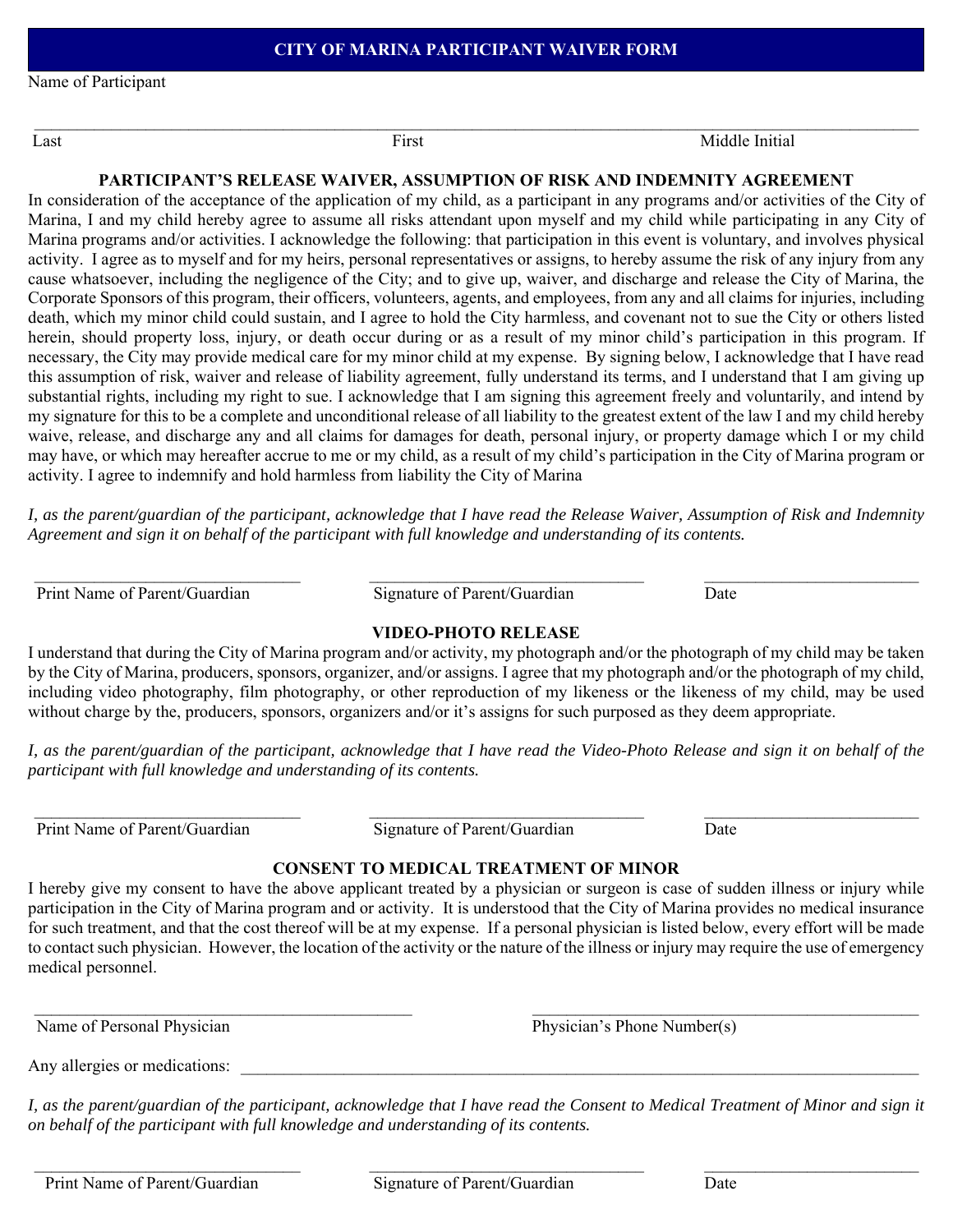# CITY OF MARINA PARTICIPANT WAIVER FORM

Name of Participant

\_\_\_\_\_\_\_\_\_\_\_\_\_\_\_\_\_\_\_\_\_\_\_\_\_\_\_\_\_\_\_\_\_\_\_\_\_\_\_\_\_\_\_\_\_\_\_\_\_\_\_\_\_\_\_\_\_\_\_\_\_\_\_\_\_\_\_\_\_\_\_\_\_\_\_\_\_\_\_\_\_\_\_\_

Last First Middle Initial

## PARTICIPANT'S RELEASE WAIVER, ASSUMPTION OF RISK AND INDEMNITY AGREEMENT

In consideration of the acceptance of the application of my child, as a participant in any programs and/or activities of the City of Marina, I and my child hereby agree to assume all risks attendant upon myself and my child while participating in any City of Marina programs and/or activities. I acknowledge the following: that participation in this event is voluntary, and involves physical activity. I agree as to myself and for my heirs, personal representatives or assigns, to hereby assume the risk of any injury from any cause whatsoever, including the negligence of the City; and to give up, waiver, and discharge and release the City of Marina, the Corporate Sponsors of this program, their officers, volunteers, agents, and employees, from any and all claims for injuries, including death, which my minor child could sustain, and I agree to hold the City harmless, and covenant not to sue the City or others listed herein, should property loss, injury, or death occur during or as a result of my minor child's participation in this program. If necessary, the City may provide medical care for my minor child at my expense. By signing below, I acknowledge that I have read this assumption of risk, waiver and release of liability agreement, fully understand its terms, and I understand that I am giving up substantial rights, including my right to sue. I acknowledge that I am signing this agreement freely and voluntarily, and intend by my signature for this to be a complete and unconditional release of all liability to the greatest extent of the law I and my child hereby waive, release, and discharge any and all claims for damages for death, personal injury, or property damage which I or my child may have, or which may hereafter accrue to me or my child, as a result of my child's participation in the City of Marina program or activity. I agree to indemnify and hold harmless from liability the City of Marina

*I, as the parent/guardian of the participant, acknowledge that I have read the Release Waiver, Assumption of Risk and Indemnity Agreement and sign it on behalf of the participant with full knowledge and understanding of its contents.*

\_\_\_\_\_\_\_\_\_\_\_\_\_\_\_\_\_\_\_\_\_\_\_\_\_\_ \_\_\_\_\_\_\_\_\_\_\_\_\_\_\_\_\_\_\_\_\_\_\_\_\_\_ \_\_\_\_\_\_\_\_\_\_\_\_\_\_\_\_\_\_\_\_\_\_

Print Name of Parent/Guardian Signature of Parent/Guardian Date

## VIDEO-PHOTO RELEASE

I understand that during the City of Marina program and/or activity, my photograph and/or the photograph of my child may be taken by the City of Marina, producers, sponsors, organizer, and/or assigns. I agree that my photograph and/or the photograph of my child, including video photography, film photography, or other reproduction of my likeness or the likeness of my child, may be used without charge by the, producers, sponsors, organizers and/or it's assigns for such purposed as they deem appropriate.

*I, as the parent/guardian of the participant, acknowledge that I have read the Video-Photo Release and sign it on behalf of the participant with full knowledge and understanding of its contents.*

\_\_\_\_\_\_\_\_\_\_\_\_\_\_\_\_\_\_\_\_\_\_\_\_\_\_ \_\_\_\_\_\_\_\_\_\_\_\_\_\_\_\_\_\_\_\_\_\_\_\_\_\_ \_\_\_\_\_\_\_\_\_\_\_\_\_\_\_\_\_\_\_\_\_\_

Print Name of Parent/Guardian Signature of Parent/Guardian Date

## CONSENT TO MEDICAL TREATMENT OF MINOR

I hereby give my consent to have the above applicant treated by a physician or surgeon is case of sudden illness or injury while participation in the City of Marina program and or activity. It is understood that the City of Marina provides no medical insurance for such treatment, and that the cost thereof will be at my expense. If a personal physician is listed below, every effort will be made to contact such physician. However, the location of the activity or the nature of the illness or injury may require the use of emergency medical personnel.

\_\_\_\_\_\_\_\_\_\_\_\_\_\_\_\_\_\_\_\_\_\_\_\_\_\_\_\_\_\_\_\_\_\_\_\_ \_\_\_\_\_\_\_\_\_\_\_\_\_\_\_\_\_\_\_\_\_\_\_\_\_\_\_\_\_\_\_\_\_\_\_\_

Name of Personal Physician Physician's Phone Number(s)

Any allergies or medications: \_\_\_\_\_\_\_\_\_\_\_\_\_\_\_\_\_\_\_\_\_\_\_\_\_\_\_\_\_\_\_\_\_\_\_\_\_\_\_\_\_\_\_\_\_\_\_\_\_\_\_\_\_\_\_\_\_\_

*I, as the parent/guardian of the participant, acknowledge that I have read the Consent to Medical Treatment of Minor and sign it on behalf of the participant with full knowledge and understanding of its contents.*

\_\_\_\_\_\_\_\_\_\_\_\_\_\_\_\_\_\_\_\_\_\_\_\_\_\_ \_\_\_\_\_\_\_\_\_\_\_\_\_\_\_\_\_\_\_\_\_\_\_\_\_\_ \_\_\_\_\_\_\_\_\_\_\_\_\_\_\_\_\_\_\_\_\_\_

Print Name of Parent/Guardian Signature of Parent/Guardian Date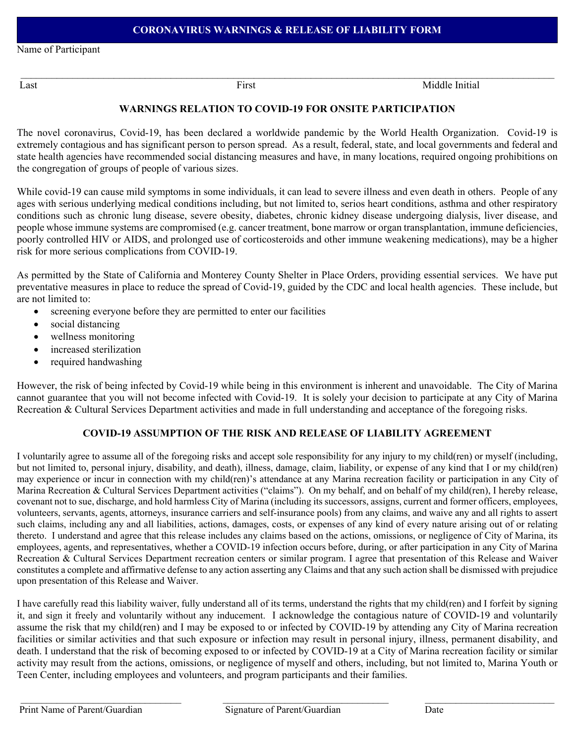# CORONAVIRUS WARNINGS & RELEASE OF LIABILITY FORM

Name of Participant

\_\_\_\_\_\_\_\_\_\_\_\_\_\_\_\_\_\_\_\_\_\_\_\_\_\_\_\_\_\_\_\_\_\_\_\_\_\_\_\_\_\_\_\_\_\_\_\_\_\_\_\_\_\_\_\_\_\_\_\_\_\_\_\_\_\_\_\_\_\_\_\_\_\_\_\_\_\_

Last First Middle Initial

## WARNINGS RELATION TO COVID-19 FOR ONSITE PARTICIPATION

The novel coronavirus, Covid-19, has been declared a worldwide pandemic by the World Health Organization. Covid-19 is extremely contagious and has significant person to person spread. As a result, federal, state, and local governments and federal and state health agencies have recommended social distancing measures and have, in many locations, required ongoing prohibitions on the congregation of groups of people of various sizes.

While covid-19 can cause mild symptoms in some individuals, it can lead to severe illness and even death in others. People of any ages with serious underlying medical conditions including, but not limited to, serios heart conditions, asthma and other respiratory conditions such as chronic lung disease, severe obesity, diabetes, chronic kidney disease undergoing dialysis, liver disease, and people whose immune systems are compromised (e.g. cancer treatment, bone marrow or organ transplantation, immune deficiencies, poorly controlled HIV or AIDS, and prolonged use of corticosteroids and other immune weakening medications), may be a higher risk for more serious complications from COVID-19.

As permitted by the State of California and Monterey County Shelter in Place Orders, providing essential services. We have put preventative measures in place to reduce the spread of Covid-19, guided by the CDC and local health agencies. These include, but are not limited to:

- screening everyone before they are permitted to enter our facilities
- social distancing
- wellness monitoring
- increased sterilization
- required handwashing

However, the risk of being infected by Covid-19 while being in this environment is inherent and unavoidable. The City of Marina cannot guarantee that you will not become infected with Covid-19. It is solely your decision to participate at any City of Marina Recreation & Cultural Services Department activities and made in full understanding and acceptance of the foregoing risks.

## COVID-19 ASSUMPTION OF THE RISK AND RELEASE OF LIABILITY AGREEMENT

I voluntarily agree to assume all of the foregoing risks and accept sole responsibility for any injury to my child(ren) or myself (including, but not limited to, personal injury, disability, and death), illness, damage, claim, liability, or expense of any kind that I or my child(ren) may experience or incur in connection with my child(ren)'s attendance at any Marina recreation facility or participation in any City of Marina Recreation & Cultural Services Department activities ("claims"). On my behalf, and on behalf of my child(ren), I hereby release, covenant not to sue, discharge, and hold harmless City of Marina (including its successors, assigns, current and former officers, employees, volunteers, servants, agents, attorneys, insurance carriers and self-insurance pools) from any claims, and waive any and all rights to assert such claims, including any and all liabilities, actions, damages, costs, or expenses of any kind of every nature arising out of or relating thereto. I understand and agree that this release includes any claims based on the actions, omissions, or negligence of City of Marina, its employees, agents, and representatives, whether a COVID-19 infection occurs before, during, or after participation in any City of Marina Recreation & Cultural Services Department recreation centers or similar program. I agree that presentation of this Release and Waiver constitutes a complete and affirmative defense to any action asserting any Claims and that any such action shall be dismissed with prejudice upon presentation of this Release and Waiver.

I have carefully read this liability waiver, fully understand all of its terms, understand the rights that my child(ren) and I forfeit by signing it, and sign it freely and voluntarily without any inducement. I acknowledge the contagious nature of COVID-19 and voluntarily assume the risk that my child(ren) and I may be exposed to or infected by COVID-19 by attending any City of Marina recreation facilities or similar activities and that such exposure or infection may result in personal injury, illness, permanent disability, and death. I understand that the risk of becoming exposed to or infected by COVID-19 at a City of Marina recreation facility or similar activity may result from the actions, omissions, or negligence of myself and others, including, but not limited to, Marina Youth or Teen Center, including employees and volunteers, and program participants and their families.

\_\_\_\_\_\_\_\_\_\_\_\_\_\_\_\_\_\_\_\_\_\_\_\_\_\_ \_\_\_\_\_\_\_\_\_\_\_\_\_\_\_\_\_\_\_\_\_\_\_\_\_\_ \_\_\_\_\_\_\_\_\_\_\_\_\_\_\_\_\_\_\_\_

Print Name of Parent/Guardian Signature of Parent/Guardian Date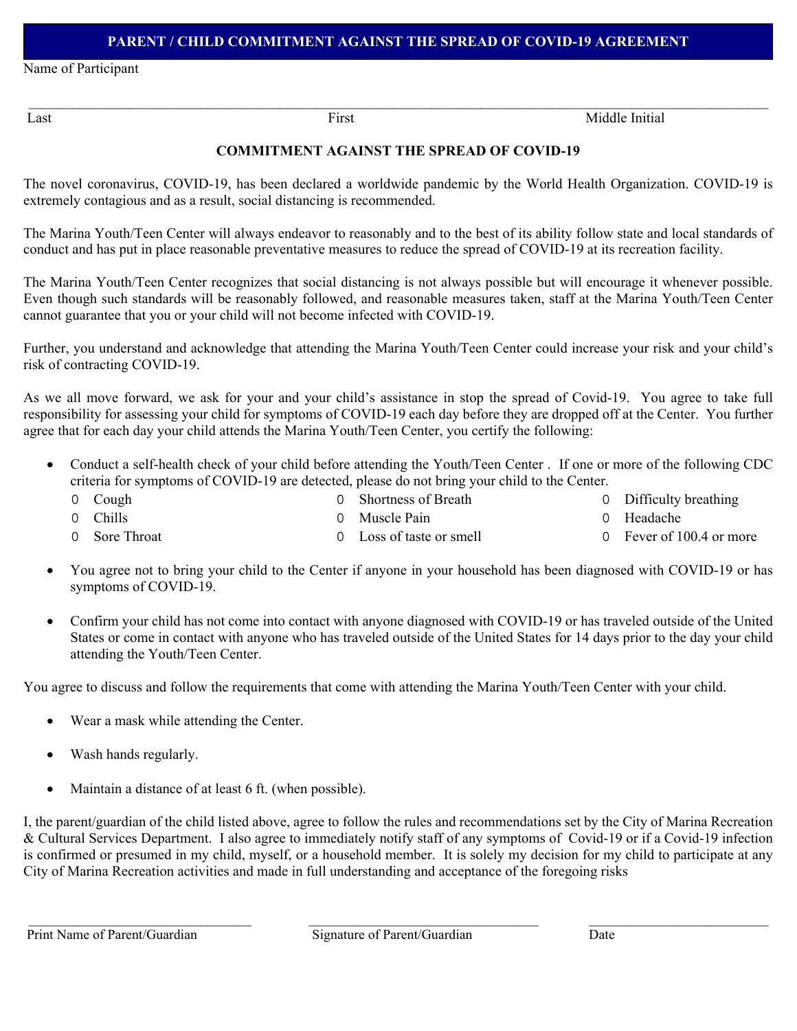## PARENT / CHILD COMMITMENT AGAINST THE SPREAD OF COVID-19 AGREEMENT

Name of Participant

\_\_\_\_\_\_\_\_\_\_\_\_\_\_\_\_\_\_\_\_\_\_\_\_\_\_\_\_\_\_\_\_\_\_\_\_\_\_\_\_\_\_\_\_\_\_\_\_\_\_\_\_\_\_\_\_\_\_\_\_\_\_\_\_\_\_\_\_\_\_\_\_\_\_\_\_\_\_

Last First Middle Initial

### COMMITMENT AGAINST THE SPREAD OF COVID-19

The novel coronavirus, COVID-19, has been declared a worldwide pandemic by the World Health Organization. COVID-19 is extremely contagious and as a result, social distancing is recommended.

The Marina Youth/Teen Center will always endeavor to reasonably and to the best of its ability follow state and local standards of conduct and has put in place reasonable preventative measures to reduce the spread of COVID-19 at its recreation facility.

The Marina Youth/Teen Center recognizes that social distancing is not always possible but will encourage it whenever possible. Even though such standards will be reasonably followed, and reasonable measures taken, staff at the Marina Youth/Teen Center cannot guarantee that you or your child will not become infected with COVID-19.

Further, you understand and acknowledge that attending the Marina Youth/Teen Center could increase your risk and your child's risk of contracting COVID-19.

As we all move forward, we ask for your and your child's assistance in stop the spread of Covid-19. You agree to take full responsibility for assessing your child for symptoms of COVID-19 each day before they are dropped off at the Center. You further agree that for each day your child attends the Marina Youth/Teen Center, you certify the following:

- Conduct a self-health check of your child before attending the Youth/Teen Center . If one or more of the following CDC criteria for symptoms of COVID-19 are detected, please do not bring your child to the Center.
  - Cough
  - Shortness of Breath
  - Difficulty breathing
  - Chills
  - Muscle Pain
  - Headache
  - Sore Throat
  - Loss of taste or smell
  - Fever of 100.4 or more
- You agree not to bring your child to the Center if anyone in your household has been diagnosed with COVID-19 or has symptoms of COVID-19.
- Confirm your child has not come into contact with anyone diagnosed with COVID-19 or has traveled outside of the United States or come in contact with anyone who has traveled outside of the United States for 14 days prior to the day your child attending the Youth/Teen Center.

You agree to discuss and follow the requirements that come with attending the Marina Youth/Teen Center with your child.

- Wear a mask while attending the Center.
- Wash hands regularly.
- Maintain a distance of at least 6 ft. (when possible).

I, the parent/guardian of the child listed above, agree to follow the rules and recommendations set by the City of Marina Recreation & Cultural Services Department. I also agree to immediately notify staff of any symptoms of Covid-19 or if a Covid-19 infection is confirmed or presumed in my child, myself, or a household member. It is solely my decision for my child to participate at any City of Marina Recreation activities and made in full understanding and acceptance of the foregoing risks

\_\_\_\_\_\_\_\_\_\_\_\_\_\_\_\_\_\_\_\_\_\_\_\_\_\_ \_\_\_\_\_\_\_\_\_\_\_\_\_\_\_\_\_\_\_\_\_\_\_\_\_\_ \_\_\_\_\_\_\_\_\_\_\_\_\_\_\_\_\_\_\_\_

Print Name of Parent/Guardian Signature of Parent/Guardian Date